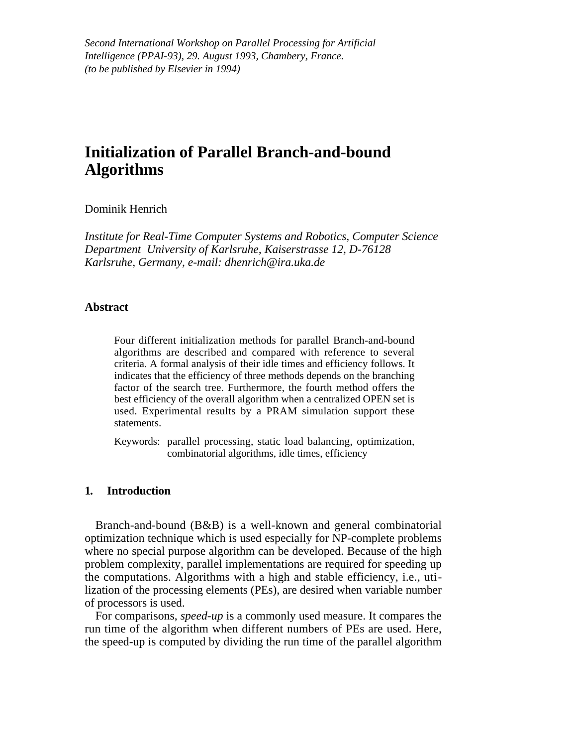*Second International Workshop on Parallel Processing for Artificial Intelligence (PPAI-93), 29. August 1993, Chambery, France. (to be published by Elsevier in 1994)*

# Initialization of Parallel Branch-and-bound Algorithms

Dominik Henrich

*Institute for Real-Time Computer Systems and Robotics, Computer Science Department University of Karlsruhe, Kaiserstrasse 12, D-76128 Karlsruhe, Germany, e-mail: dhenrich@ira.uka.de*

### Abstract

Four different initialization methods for parallel Branch-and-bound algorithms are described and compared with reference to several criteria. A formal analysis of their idle times and efficiency follows. It indicates that the efficiency of three methods depends on the branching factor of the search tree. Furthermore, the fourth method offers the best efficiency of the overall algorithm when a centralized OPEN set is used. Experimental results by a PRAM simulation support these statements.

Keywords: parallel processing, static load balancing, optimization, combinatorial algorithms, idle times, efficiency

## 1. Introduction

Branch-and-bound (B&B) is a well-known and general combinatorial optimization technique which is used especially for NP-complete problems where no special purpose algorithm can be developed. Because of the high problem complexity, parallel implementations are required for speeding up the computations. Algorithms with a high and stable efficiency, i.e., utilization of the processing elements (PEs), are desired when variable number of processors is used.

For comparisons, *speed-up* is a commonly used measure. It compares the run time of the algorithm when different numbers of PEs are used. Here, the speed-up is computed by dividing the run time of the parallel algorithm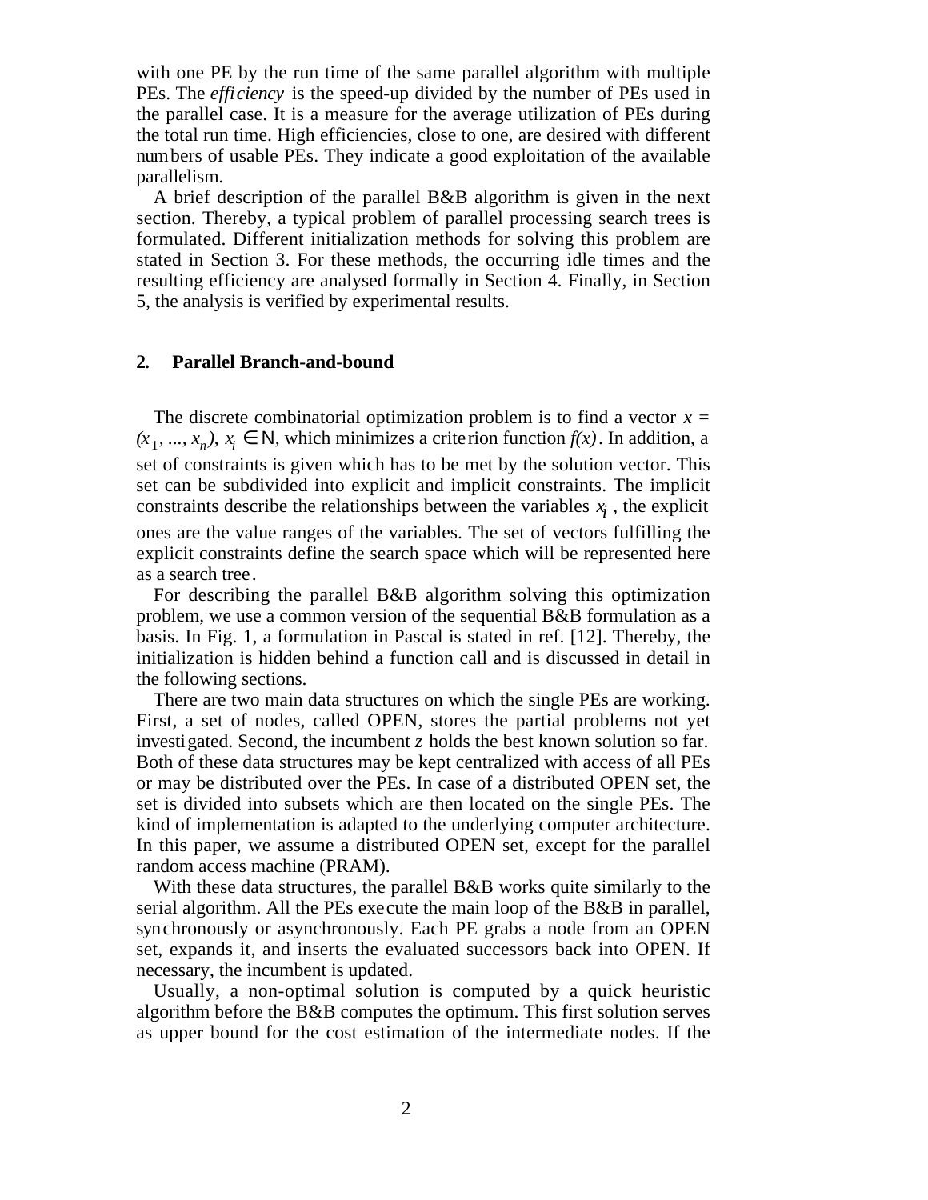with one PE by the run time of the same parallel algorithm with multiple PEs. The *efficiency* is the speed-up divided by the number of PEs used in the parallel case. It is a measure for the average utilization of PEs during the total run time. High efficiencies, close to one, are desired with different numbers of usable PEs. They indicate a good exploitation of the available parallelism.

A brief description of the parallel B&B algorithm is given in the next section. Thereby, a typical problem of parallel processing search trees is formulated. Different initialization methods for solving this problem are stated in Section 3. For these methods, the occurring idle times and the resulting efficiency are analysed formally in Section 4. Finally, in Section 5, the analysis is verified by experimental results.

## 2. Parallel Branch-and-bound

The discrete combinatorial optimization problem is to find a vector $x = (x_1, ..., x_n)$, $x_i \in \mathbb{N}$, which minimizes a criterion function $f(x)$. In addition, a set of constraints is given which has to be met by the solution vector. This set can be subdivided into explicit and implicit constraints. The implicit constraints describe the relationships between the variables $x_i$, the explicit ones are the value ranges of the variables. The set of vectors fulfilling the explicit constraints define the search space which will be represented here as a search tree.

For describing the parallel B&B algorithm solving this optimization problem, we use a common version of the sequential B&B formulation as a basis. In Fig. 1, a formulation in Pascal is stated in ref. [12]. Thereby, the initialization is hidden behind a function call and is discussed in detail in the following sections.

There are two main data structures on which the single PEs are working. First, a set of nodes, called OPEN, stores the partial problems not yet investigated. Second, the incumbent $z$ holds the best known solution so far. Both of these data structures may be kept centralized with access of all PEs or may be distributed over the PEs. In case of a distributed OPEN set, the set is divided into subsets which are then located on the single PEs. The kind of implementation is adapted to the underlying computer architecture. In this paper, we assume a distributed OPEN set, except for the parallel random access machine (PRAM).

With these data structures, the parallel B&B works quite similarly to the serial algorithm. All the PEs execute the main loop of the B&B in parallel, synchronously or asynchronously. Each PE grabs a node from an OPEN set, expands it, and inserts the evaluated successors back into OPEN. If necessary, the incumbent is updated.

Usually, a non-optimal solution is computed by a quick heuristic algorithm before the B&B computes the optimum. This first solution serves as upper bound for the cost estimation of the intermediate nodes. If the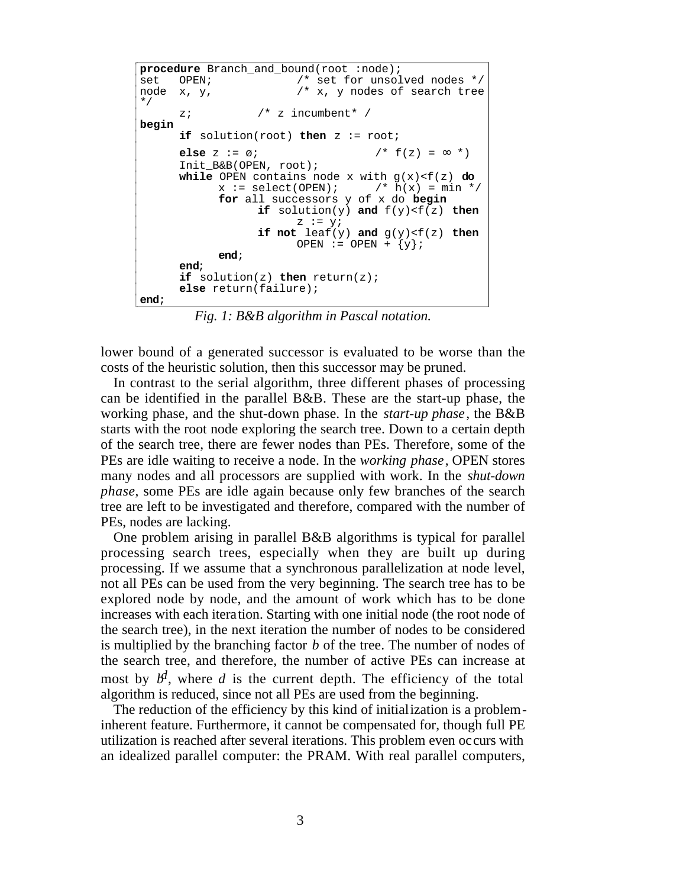```
procedure Branch_and_bound(root :node);
set   OPEN;             /* set for unsolved nodes */
node  x, y,             /* x, y nodes of search tree
*/
      z;          /* z incumbent* /
begin
      if solution(root) then z := root;
      else z := ø;                  /* f(z) = ∞ *)
      Init_B&B(OPEN, root);
      while OPEN contains node x with g(x)<f(z) do
            x := select(OPEN);      /* h(x) = min */
            for all successors y of x do begin
                  if solution(y) and f(y)<f(z) then
                        z := y;
                  if not leaf(y) and g(y)<f(z) then
                        OPEN := OPEN + {y};
            end;
      end;
      if solution(z) then return(z);
      else return(failure);
end;
```

*Fig. 1: B&B algorithm in Pascal notation.*

lower bound of a generated successor is evaluated to be worse than the costs of the heuristic solution, then this successor may be pruned.

In contrast to the serial algorithm, three different phases of processing can be identified in the parallel B&B. These are the start-up phase, the working phase, and the shut-down phase. In the *start-up phase*, the B&B starts with the root node exploring the search tree. Down to a certain depth of the search tree, there are fewer nodes than PEs. Therefore, some of the PEs are idle waiting to receive a node. In the *working phase*, OPEN stores many nodes and all processors are supplied with work. In the *shut-down phase*, some PEs are idle again because only few branches of the search tree are left to be investigated and therefore, compared with the number of PEs, nodes are lacking.

One problem arising in parallel B&B algorithms is typical for parallel processing search trees, especially when they are built up during processing. If we assume that a synchronous parallelization at node level, not all PEs can be used from the very beginning. The search tree has to be explored node by node, and the amount of work which has to be done increases with each iteration. Starting with one initial node (the root node of the search tree), in the next iteration the number of nodes to be considered is multiplied by the branching factor $b$ of the tree. The number of nodes of the search tree, and therefore, the number of active PEs can increase at most by $b^d$, where $d$ is the current depth. The efficiency of the total algorithm is reduced, since not all PEs are used from the beginning.

The reduction of the efficiency by this kind of initialization is a problem-inherent feature. Furthermore, it cannot be compensated for, though full PE utilization is reached after several iterations. This problem even occurs with an idealized parallel computer: the PRAM. With real parallel computers,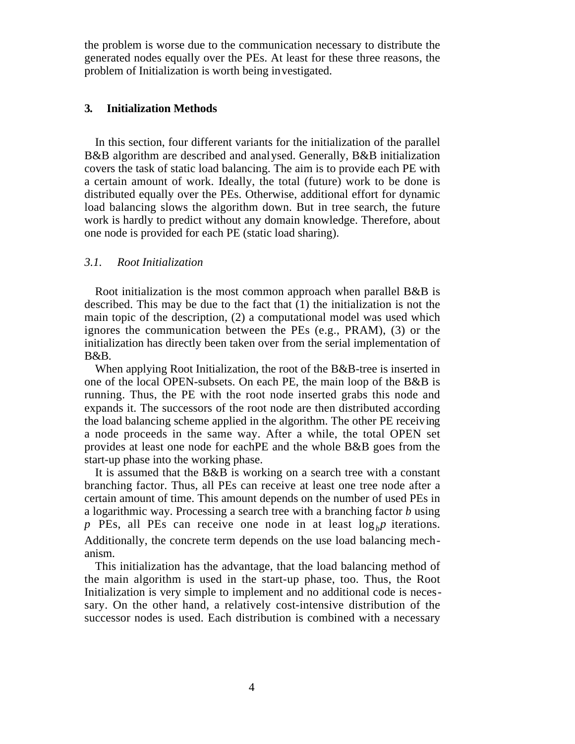the problem is worse due to the communication necessary to distribute the generated nodes equally over the PEs. At least for these three reasons, the problem of Initialization is worth being investigated.

## 3. Initialization Methods

In this section, four different variants for the initialization of the parallel B&B algorithm are described and analysed. Generally, B&B initialization covers the task of static load balancing. The aim is to provide each PE with a certain amount of work. Ideally, the total (future) work to be done is distributed equally over the PEs. Otherwise, additional effort for dynamic load balancing slows the algorithm down. But in tree search, the future work is hardly to predict without any domain knowledge. Therefore, about one node is provided for each PE (static load sharing).

### *3.1. Root Initialization*

Root initialization is the most common approach when parallel B&B is described. This may be due to the fact that (1) the initialization is not the main topic of the description, (2) a computational model was used which ignores the communication between the PEs (e.g., PRAM), (3) or the initialization has directly been taken over from the serial implementation of B&B.

When applying Root Initialization, the root of the B&B-tree is inserted in one of the local OPEN-subsets. On each PE, the main loop of the B&B is running. Thus, the PE with the root node inserted grabs this node and expands it. The successors of the root node are then distributed according the load balancing scheme applied in the algorithm. The other PE receiving a node proceeds in the same way. After a while, the total OPEN set provides at least one node for eachPE and the whole B&B goes from the start-up phase into the working phase.

It is assumed that the B&B is working on a search tree with a constant branching factor. Thus, all PEs can receive at least one tree node after a certain amount of time. This amount depends on the number of used PEs in a logarithmic way. Processing a search tree with a branching factor $b$ using $p$ PEs, all PEs can receive one node in at least $\log_b p$ iterations. Additionally, the concrete term depends on the use load balancing mechanism.

This initialization has the advantage, that the load balancing method of the main algorithm is used in the start-up phase, too. Thus, the Root Initialization is very simple to implement and no additional code is necessary. On the other hand, a relatively cost-intensive distribution of the successor nodes is used. Each distribution is combined with a necessary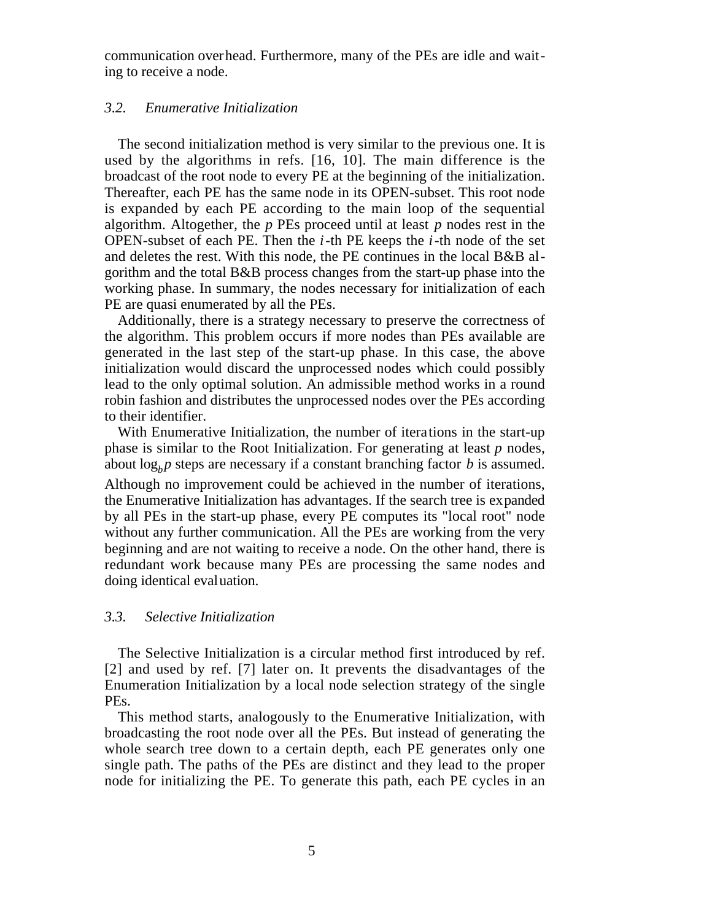communication overhead. Furthermore, many of the PEs are idle and waiting to receive a node.

### *3.2. Enumerative Initialization*

The second initialization method is very similar to the previous one. It is used by the algorithms in refs. [16, 10]. The main difference is the broadcast of the root node to every PE at the beginning of the initialization. Thereafter, each PE has the same node in its OPEN-subset. This root node is expanded by each PE according to the main loop of the sequential algorithm. Altogether, the $p$ PEs proceed until at least $p$ nodes rest in the OPEN-subset of each PE. Then the $i$-th PE keeps the $i$-th node of the set and deletes the rest. With this node, the PE continues in the local B&B algorithm and the total B&B process changes from the start-up phase into the working phase. In summary, the nodes necessary for initialization of each PE are quasi enumerated by all the PEs.

Additionally, there is a strategy necessary to preserve the correctness of the algorithm. This problem occurs if more nodes than PEs available are generated in the last step of the start-up phase. In this case, the above initialization would discard the unprocessed nodes which could possibly lead to the only optimal solution. An admissible method works in a round robin fashion and distributes the unprocessed nodes over the PEs according to their identifier.

With Enumerative Initialization, the number of iterations in the start-up phase is similar to the Root Initialization. For generating at least $p$ nodes, about $\log_b p$ steps are necessary if a constant branching factor $b$ is assumed. Although no improvement could be achieved in the number of iterations, the Enumerative Initialization has advantages. If the search tree is expanded by all PEs in the start-up phase, every PE computes its "local root" node without any further communication. All the PEs are working from the very beginning and are not waiting to receive a node. On the other hand, there is redundant work because many PEs are processing the same nodes and doing identical evaluation.

### *3.3. Selective Initialization*

The Selective Initialization is a circular method first introduced by ref. [2] and used by ref. [7] later on. It prevents the disadvantages of the Enumeration Initialization by a local node selection strategy of the single PEs.

This method starts, analogously to the Enumerative Initialization, with broadcasting the root node over all the PEs. But instead of generating the whole search tree down to a certain depth, each PE generates only one single path. The paths of the PEs are distinct and they lead to the proper node for initializing the PE. To generate this path, each PE cycles in an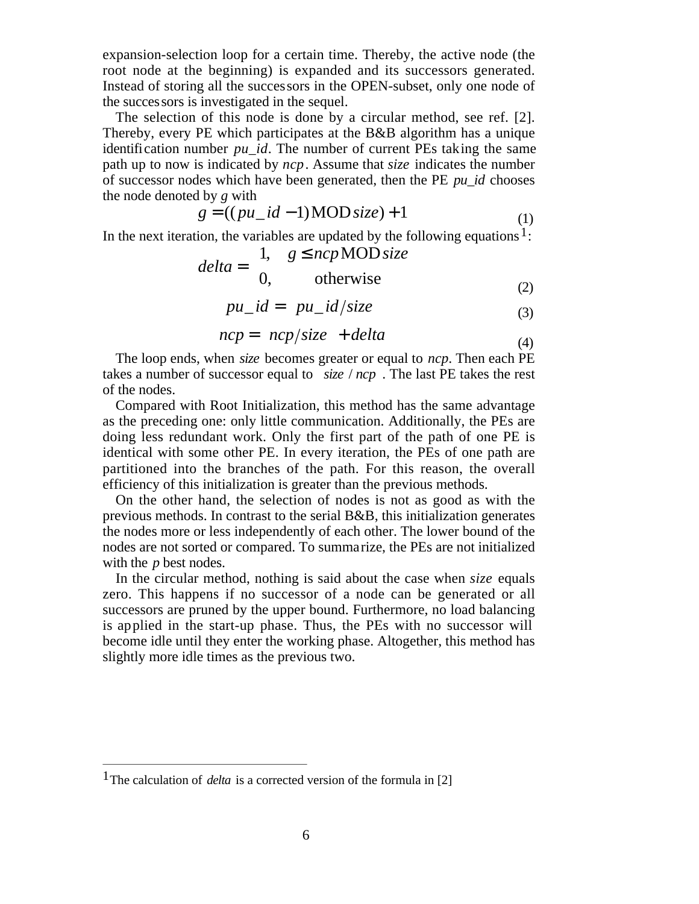expansion-selection loop for a certain time. Thereby, the active node (the root node at the beginning) is expanded and its successors generated. Instead of storing all the successors in the OPEN-subset, only one node of the successors is investigated in the sequel.

The selection of this node is done by a circular method, see ref. [2]. Thereby, every PE which participates at the B&B algorithm has a unique identification number *pu_id*. The number of current PEs taking the same path up to now is indicated by *ncp*. Assume that *size* indicates the number of successor nodes which have been generated, then the PE *pu_id* chooses the node denoted by *g* with

$$g = ((pu\_id - 1)\,\mathrm{MOD}\, size) + 1 \tag{1}$$

In the next iteration, the variables are updated by the following equations[1]:

$$delta = \begin{cases} 1, & g \le ncp\,\mathrm{MOD}\, size \\ 0, & \text{otherwise} \end{cases} \tag{2}$$

$$pu\_id = \lceil pu\_id / size \rceil \tag{3}$$

$$ncp = \lfloor ncp / size \rfloor + delta \tag{4}$$

The loop ends, when *size* becomes greater or equal to *ncp*. Then each PE takes a number of successor equal to $\lfloor size / ncp \rfloor$. The last PE takes the rest of the nodes.

Compared with Root Initialization, this method has the same advantage as the preceding one: only little communication. Additionally, the PEs are doing less redundant work. Only the first part of the path of one PE is identical with some other PE. In every iteration, the PEs of one path are partitioned into the branches of the path. For this reason, the overall efficiency of this initialization is greater than the previous methods.

On the other hand, the selection of nodes is not as good as with the previous methods. In contrast to the serial B&B, this initialization generates the nodes more or less independently of each other. The lower bound of the nodes are not sorted or compared. To summarize, the PEs are not initialized with the *p* best nodes.

In the circular method, nothing is said about the case when *size* equals zero. This happens if no successor of a node can be generated or all successors are pruned by the upper bound. Furthermore, no load balancing is applied in the start-up phase. Thus, the PEs with no successor will become idle until they enter the working phase. Altogether, this method has slightly more idle times as the previous two.

---

[1] The calculation of *delta* is a corrected version of the formula in [2]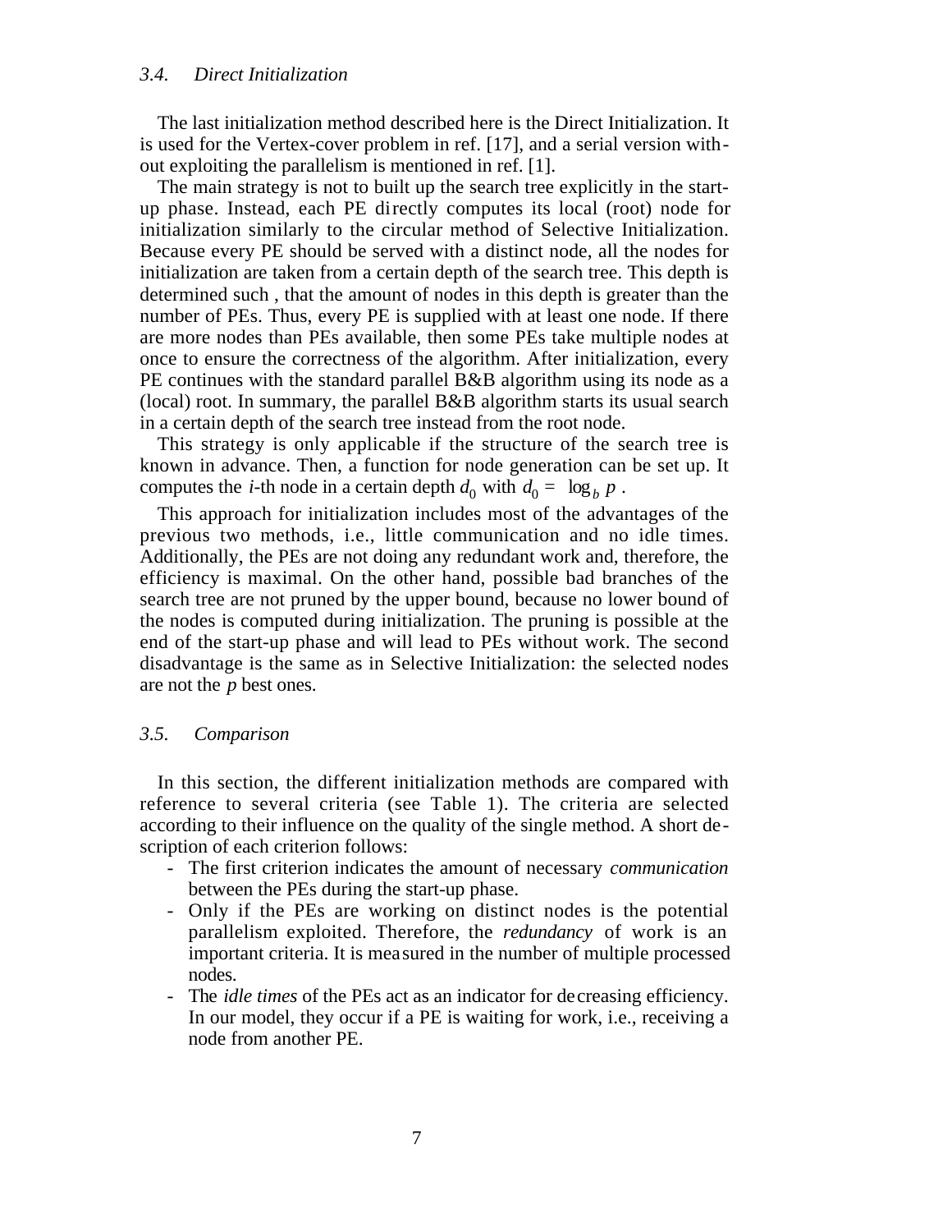### 3.4. Direct Initialization

The last initialization method described here is the Direct Initialization. It is used for the Vertex-cover problem in ref. [17], and a serial version without exploiting the parallelism is mentioned in ref. [1].

The main strategy is not to built up the search tree explicitly in the start-up phase. Instead, each PE directly computes its local (root) node for initialization similarly to the circular method of Selective Initialization. Because every PE should be served with a distinct node, all the nodes for initialization are taken from a certain depth of the search tree. This depth is determined such , that the amount of nodes in this depth is greater than the number of PEs. Thus, every PE is supplied with at least one node. If there are more nodes than PEs available, then some PEs take multiple nodes at once to ensure the correctness of the algorithm. After initialization, every PE continues with the standard parallel B&B algorithm using its node as a (local) root. In summary, the parallel B&B algorithm starts its usual search in a certain depth of the search tree instead from the root node.

This strategy is only applicable if the structure of the search tree is known in advance. Then, a function for node generation can be set up. It computes the *i*-th node in a certain depth $d_0$ with $d_0 = \lceil \log_b p \rceil$.

This approach for initialization includes most of the advantages of the previous two methods, i.e., little communication and no idle times. Additionally, the PEs are not doing any redundant work and, therefore, the efficiency is maximal. On the other hand, possible bad branches of the search tree are not pruned by the upper bound, because no lower bound of the nodes is computed during initialization. The pruning is possible at the end of the start-up phase and will lead to PEs without work. The second disadvantage is the same as in Selective Initialization: the selected nodes are not the $p$ best ones.

### 3.5. Comparison

In this section, the different initialization methods are compared with reference to several criteria (see Table 1). The criteria are selected according to their influence on the quality of the single method. A short description of each criterion follows:

- The first criterion indicates the amount of necessary *communication* between the PEs during the start-up phase.
- Only if the PEs are working on distinct nodes is the potential parallelism exploited. Therefore, the *redundancy* of work is an important criteria. It is measured in the number of multiple processed nodes.
- The *idle times* of the PEs act as an indicator for decreasing efficiency. In our model, they occur if a PE is waiting for work, i.e., receiving a node from another PE.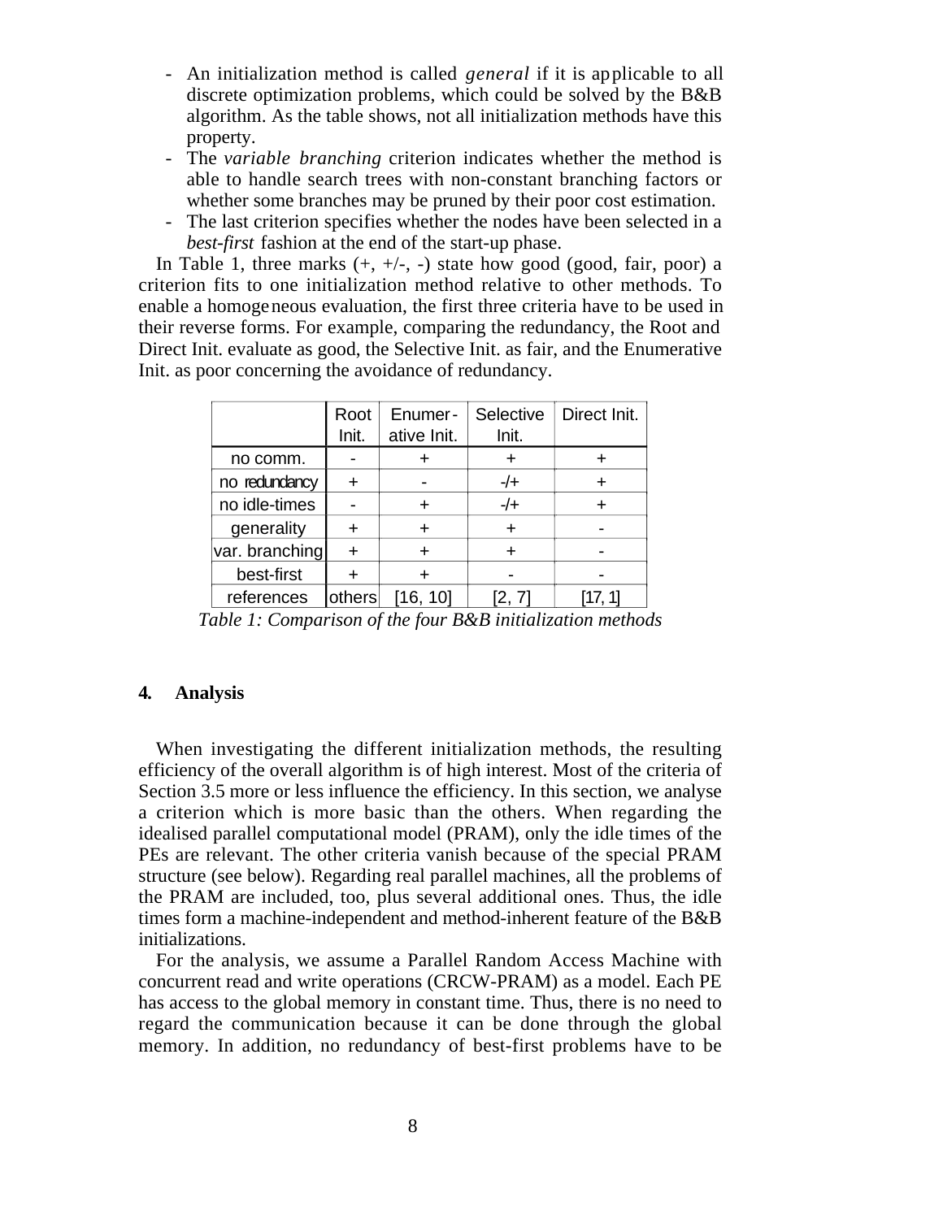- An initialization method is called *general* if it is applicable to all discrete optimization problems, which could be solved by the B&B algorithm. As the table shows, not all initialization methods have this property.
- The *variable branching* criterion indicates whether the method is able to handle search trees with non-constant branching factors or whether some branches may be pruned by their poor cost estimation.
- The last criterion specifies whether the nodes have been selected in a *best-first* fashion at the end of the start-up phase.

In Table 1, three marks (+, +/-, -) state how good (good, fair, poor) a criterion fits to one initialization method relative to other methods. To enable a homogeneous evaluation, the first three criteria have to be used in their reverse forms. For example, comparing the redundancy, the Root and Direct Init. evaluate as good, the Selective Init. as fair, and the Enumerative Init. as poor concerning the avoidance of redundancy.

| | Root Init. | Enumer-ative Init. | Selective Init. | Direct Init. |
|---|---|---|---|---|
| no comm. | - | + | + | + |
| no redundancy | + | - | -/+ | + |
| no idle-times | - | + | -/+ | + |
| generality | + | + | + | - |
| var. branching | + | + | + | - |
| best-first | + | + | - | - |
| references | others | [16, 10] | [2, 7] | [17, 1] |

*Table 1: Comparison of the four B&B initialization methods*

## 4. Analysis

When investigating the different initialization methods, the resulting efficiency of the overall algorithm is of high interest. Most of the criteria of Section 3.5 more or less influence the efficiency. In this section, we analyse a criterion which is more basic than the others. When regarding the idealised parallel computational model (PRAM), only the idle times of the PEs are relevant. The other criteria vanish because of the special PRAM structure (see below). Regarding real parallel machines, all the problems of the PRAM are included, too, plus several additional ones. Thus, the idle times form a machine-independent and method-inherent feature of the B&B initializations.

For the analysis, we assume a Parallel Random Access Machine with concurrent read and write operations (CRCW-PRAM) as a model. Each PE has access to the global memory in constant time. Thus, there is no need to regard the communication because it can be done through the global memory. In addition, no redundancy of best-first problems have to be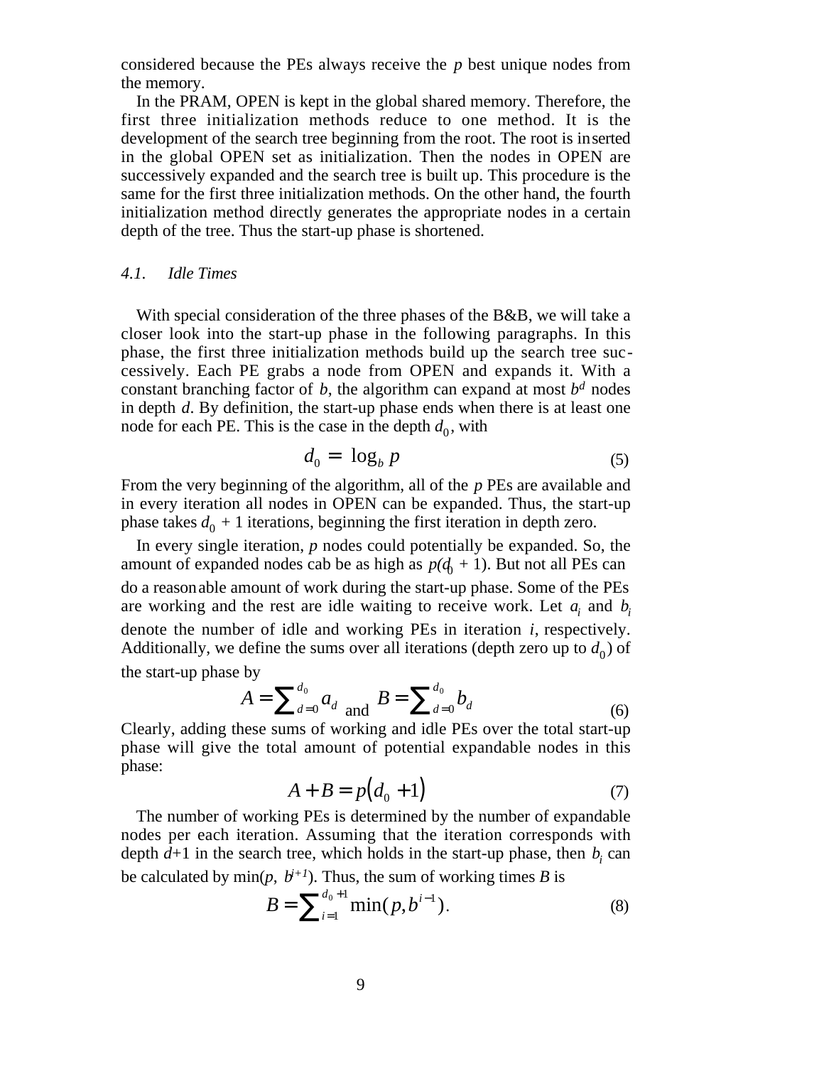considered because the PEs always receive the $p$ best unique nodes from the memory.

In the PRAM, OPEN is kept in the global shared memory. Therefore, the first three initialization methods reduce to one method. It is the development of the search tree beginning from the root. The root is inserted in the global OPEN set as initialization. Then the nodes in OPEN are successively expanded and the search tree is built up. This procedure is the same for the first three initialization methods. On the other hand, the fourth initialization method directly generates the appropriate nodes in a certain depth of the tree. Thus the start-up phase is shortened.

### *4.1. Idle Times*

With special consideration of the three phases of the B&B, we will take a closer look into the start-up phase in the following paragraphs. In this phase, the first three initialization methods build up the search tree successively. Each PE grabs a node from OPEN and expands it. With a constant branching factor of $b$, the algorithm can expand at most $b^d$ nodes in depth $d$. By definition, the start-up phase ends when there is at least one node for each PE. This is the case in the depth $d_0$, with

$$d_0 = \log_b p \tag{5}$$

From the very beginning of the algorithm, all of the $p$ PEs are available and in every iteration all nodes in OPEN can be expanded. Thus, the start-up phase takes $d_0 + 1$ iterations, beginning the first iteration in depth zero.

In every single iteration, $p$ nodes could potentially be expanded. So, the amount of expanded nodes cab be as high as $p(d_0 + 1)$. But not all PEs can do a reasonable amount of work during the start-up phase. Some of the PEs are working and the rest are idle waiting to receive work. Let $a_i$ and $b_i$ denote the number of idle and working PEs in iteration $i$, respectively. Additionally, we define the sums over all iterations (depth zero up to $d_0$) of the start-up phase by

$$A = \sum_{d=0}^{d_0} a_d \text{ and } B = \sum_{d=0}^{d_0} b_d \tag{6}$$

Clearly, adding these sums of working and idle PEs over the total start-up phase will give the total amount of potential expandable nodes in this phase:

$$A + B = p(d_0 + 1) \tag{7}$$

The number of working PEs is determined by the number of expandable nodes per each iteration. Assuming that the iteration corresponds with depth $d+1$ in the search tree, which holds in the start-up phase, then $b_i$ can be calculated by $\min(p, b^{i+1})$. Thus, the sum of working times $B$ is

$$B = \sum_{i=1}^{d_0+1} \min(p, b^{i-1}). \tag{8}$$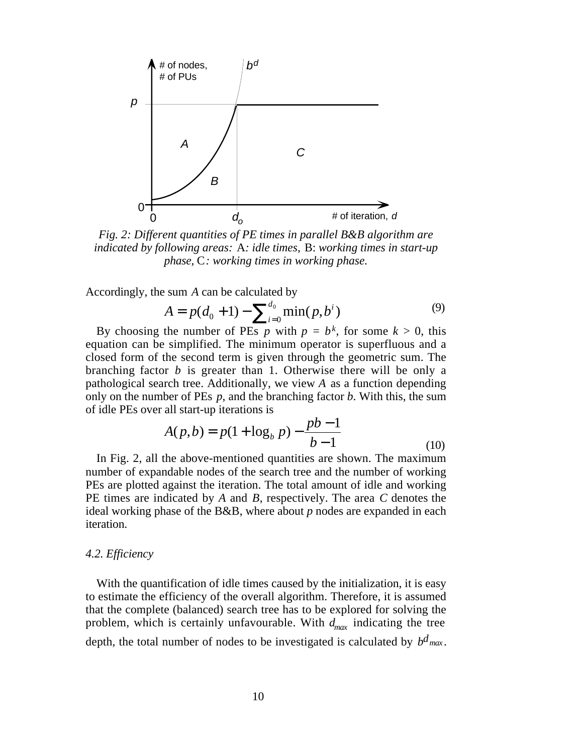Fig. 2: *Different quantities of PE times in parallel B&B algorithm are indicated by following areas:* A*: idle times,* B: *working times in start-up phase,* C*: working times in working phase.*

Accordingly, the sum $A$ can be calculated by

$$A = p(d_0 + 1) - \sum_{i=0}^{d_0} \min(p, b^i) \tag{9}$$

By choosing the number of PEs $p$ with $p = b^k$, for some $k > 0$, this equation can be simplified. The minimum operator is superfluous and a closed form of the second term is given through the geometric sum. The branching factor $b$ is greater than 1. Otherwise there will be only a pathological search tree. Additionally, we view $A$ as a function depending only on the number of PEs $p$, and the branching factor $b$. With this, the sum of idle PEs over all start-up iterations is

$$A(p,b) = p(1 + \log_b p) - \frac{pb - 1}{b - 1} \tag{10}$$

In Fig. 2, all the above-mentioned quantities are shown. The maximum number of expandable nodes of the search tree and the number of working PEs are plotted against the iteration. The total amount of idle and working PE times are indicated by $A$ and $B$, respectively. The area $C$ denotes the ideal working phase of the B&B, where about $p$ nodes are expanded in each iteration.

*4.2. Efficiency*

With the quantification of idle times caused by the initialization, it is easy to estimate the efficiency of the overall algorithm. Therefore, it is assumed that the complete (balanced) search tree has to be explored for solving the problem, which is certainly unfavourable. With $d_{max}$ indicating the tree depth, the total number of nodes to be investigated is calculated by $b^{d_{max}}$.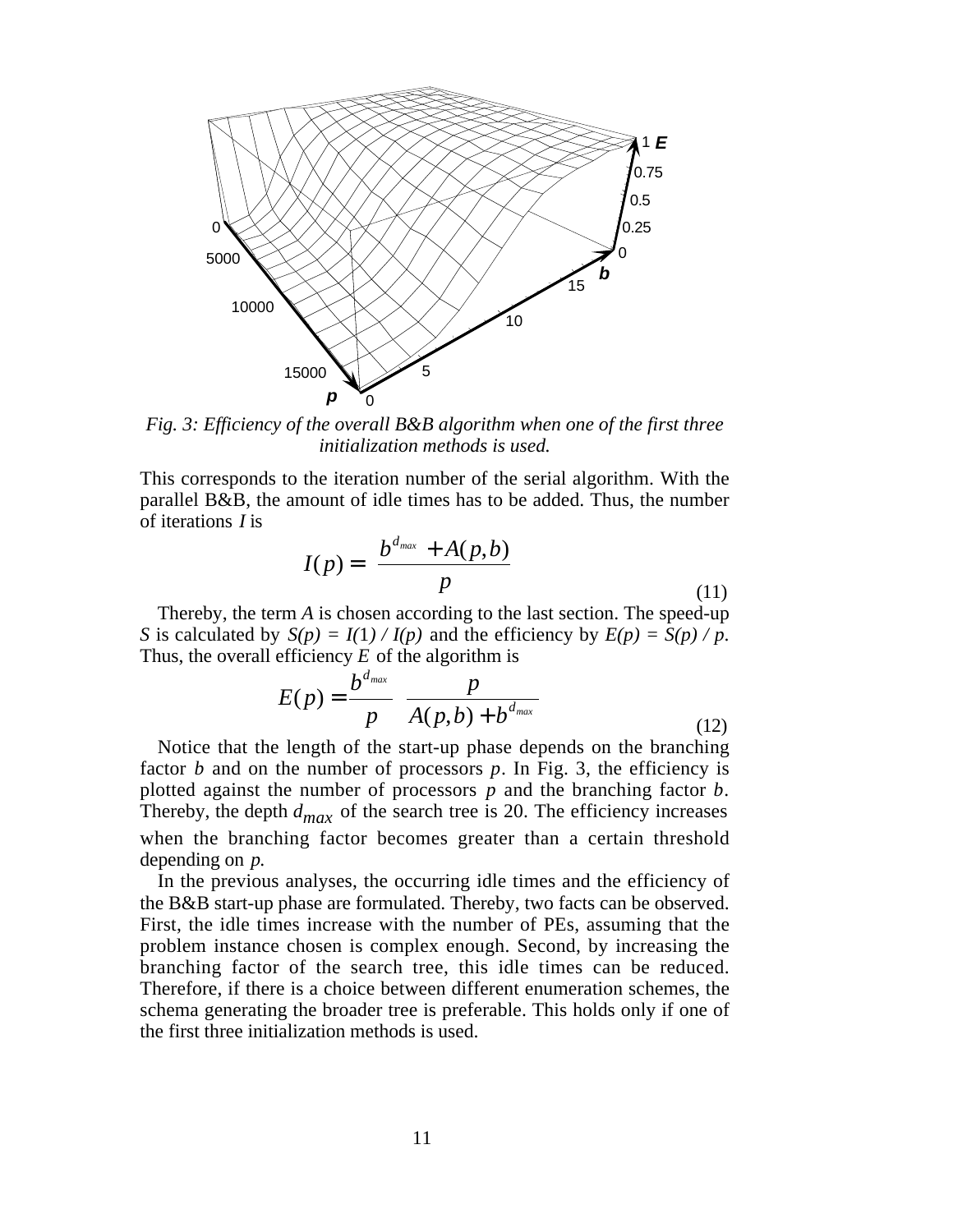*Fig. 3: Efficiency of the overall B&B algorithm when one of the first three initialization methods is used.*

This corresponds to the iteration number of the serial algorithm. With the parallel B&B, the amount of idle times has to be added. Thus, the number of iterations $I$ is

$$I(p) = \frac{b^{d_{max}} + A(p,b)}{p} \tag{11}$$

Thereby, the term $A$ is chosen according to the last section. The speed-up $S$ is calculated by $S(p) = I(1) / I(p)$ and the efficiency by $E(p) = S(p) / p$. Thus, the overall efficiency $E$ of the algorithm is

$$E(p) = \frac{b^{d_{max}}}{p} \cdot \frac{p}{A(p,b) + b^{d_{max}}} \tag{12}$$

Notice that the length of the start-up phase depends on the branching factor $b$ and on the number of processors $p$. In Fig. 3, the efficiency is plotted against the number of processors $p$ and the branching factor $b$. Thereby, the depth $d_{max}$ of the search tree is 20. The efficiency increases when the branching factor becomes greater than a certain threshold depending on $p$.

In the previous analyses, the occurring idle times and the efficiency of the B&B start-up phase are formulated. Thereby, two facts can be observed. First, the idle times increase with the number of PEs, assuming that the problem instance chosen is complex enough. Second, by increasing the branching factor of the search tree, this idle times can be reduced. Therefore, if there is a choice between different enumeration schemes, the schema generating the broader tree is preferable. This holds only if one of the first three initialization methods is used.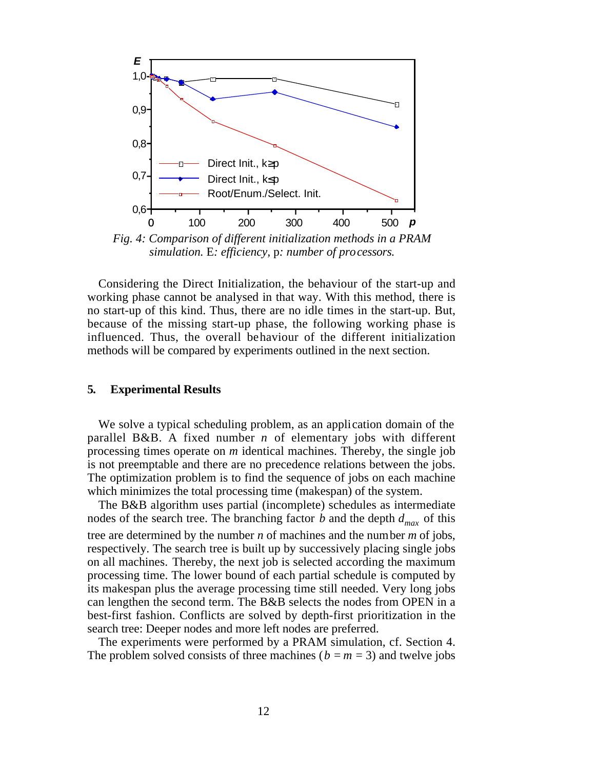*Fig. 4: Comparison of different initialization methods in a PRAM simulation.* E*: efficiency,* p*: number of processors.*

Considering the Direct Initialization, the behaviour of the start-up and working phase cannot be analysed in that way. With this method, there is no start-up of this kind. Thus, there are no idle times in the start-up. But, because of the missing start-up phase, the following working phase is influenced. Thus, the overall behaviour of the different initialization methods will be compared by experiments outlined in the next section.

## 5. Experimental Results

We solve a typical scheduling problem, as an application domain of the parallel B&B. A fixed number $n$ of elementary jobs with different processing times operate on $m$ identical machines. Thereby, the single job is not preemptable and there are no precedence relations between the jobs. The optimization problem is to find the sequence of jobs on each machine which minimizes the total processing time (makespan) of the system.

The B&B algorithm uses partial (incomplete) schedules as intermediate nodes of the search tree. The branching factor $b$ and the depth $d_{max}$ of this tree are determined by the number $n$ of machines and the number $m$ of jobs, respectively. The search tree is built up by successively placing single jobs on all machines. Thereby, the next job is selected according the maximum processing time. The lower bound of each partial schedule is computed by its makespan plus the average processing time still needed. Very long jobs can lengthen the second term. The B&B selects the nodes from OPEN in a best-first fashion. Conflicts are solved by depth-first prioritization in the search tree: Deeper nodes and more left nodes are preferred.

The experiments were performed by a PRAM simulation, cf. Section 4. The problem solved consists of three machines ($b = m = 3$) and twelve jobs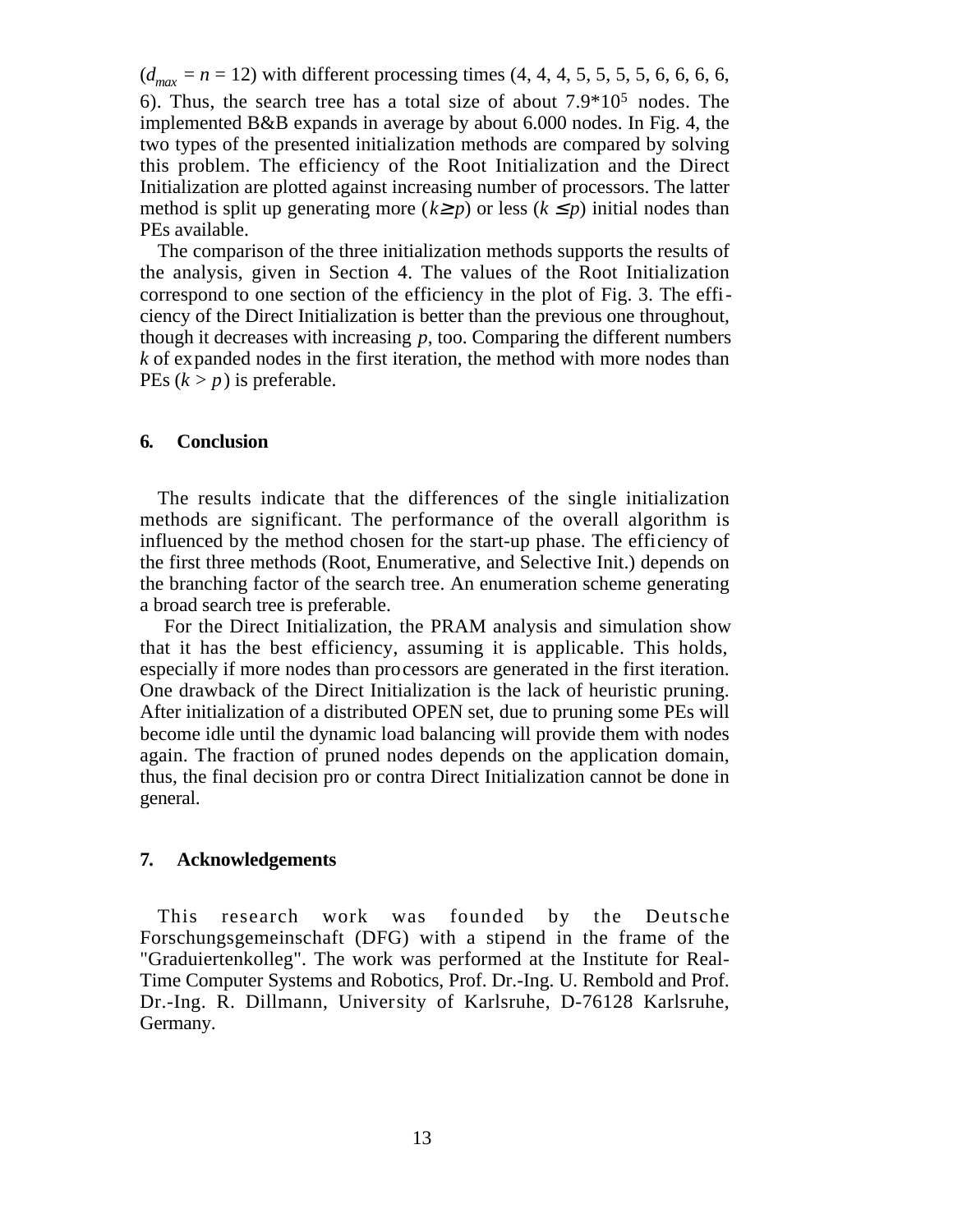($d_{max} = n = 12$) with different processing times (4, 4, 4, 5, 5, 5, 5, 6, 6, 6, 6, 6). Thus, the search tree has a total size of about $7.9*10^5$ nodes. The implemented B&B expands in average by about 6.000 nodes. In Fig. 4, the two types of the presented initialization methods are compared by solving this problem. The efficiency of the Root Initialization and the Direct Initialization are plotted against increasing number of processors. The latter method is split up generating more ($k \geq p$) or less ($k \leq p$) initial nodes than PEs available.

The comparison of the three initialization methods supports the results of the analysis, given in Section 4. The values of the Root Initialization correspond to one section of the efficiency in the plot of Fig. 3. The efficiency of the Direct Initialization is better than the previous one throughout, though it decreases with increasing $p$, too. Comparing the different numbers $k$ of expanded nodes in the first iteration, the method with more nodes than PEs ($k > p$) is preferable.

## 6. Conclusion

The results indicate that the differences of the single initialization methods are significant. The performance of the overall algorithm is influenced by the method chosen for the start-up phase. The efficiency of the first three methods (Root, Enumerative, and Selective Init.) depends on the branching factor of the search tree. An enumeration scheme generating a broad search tree is preferable.

For the Direct Initialization, the PRAM analysis and simulation show that it has the best efficiency, assuming it is applicable. This holds, especially if more nodes than processors are generated in the first iteration. One drawback of the Direct Initialization is the lack of heuristic pruning. After initialization of a distributed OPEN set, due to pruning some PEs will become idle until the dynamic load balancing will provide them with nodes again. The fraction of pruned nodes depends on the application domain, thus, the final decision pro or contra Direct Initialization cannot be done in general.

## 7. Acknowledgements

This research work was founded by the Deutsche Forschungsgemeinschaft (DFG) with a stipend in the frame of the "Graduiertenkolleg". The work was performed at the Institute for Real-Time Computer Systems and Robotics, Prof. Dr.-Ing. U. Rembold and Prof. Dr.-Ing. R. Dillmann, University of Karlsruhe, D-76128 Karlsruhe, Germany.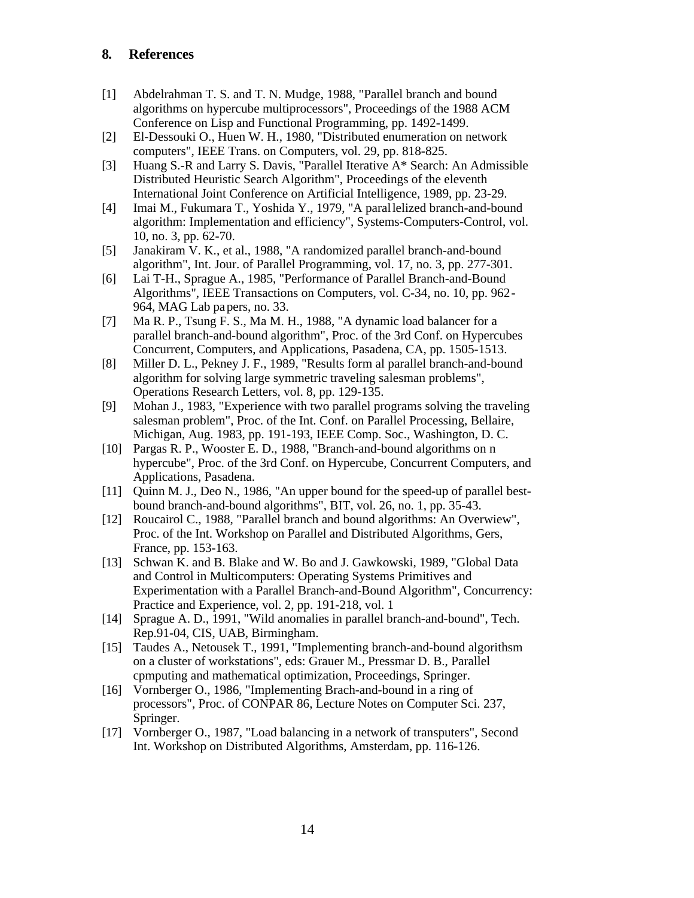## 8. References

[1] Abdelrahman T. S. and T. N. Mudge, 1988, "Parallel branch and bound algorithms on hypercube multiprocessors", Proceedings of the 1988 ACM Conference on Lisp and Functional Programming, pp. 1492-1499.

[2] El-Dessouki O., Huen W. H., 1980, "Distributed enumeration on network computers", IEEE Trans. on Computers, vol. 29, pp. 818-825.

[3] Huang S.-R and Larry S. Davis, "Parallel Iterative A* Search: An Admissible Distributed Heuristic Search Algorithm", Proceedings of the eleventh International Joint Conference on Artificial Intelligence, 1989, pp. 23-29.

[4] Imai M., Fukumara T., Yoshida Y., 1979, "A parallelized branch-and-bound algorithm: Implementation and efficiency", Systems-Computers-Control, vol. 10, no. 3, pp. 62-70.

[5] Janakiram V. K., et al., 1988, "A randomized parallel branch-and-bound algorithm", Int. Jour. of Parallel Programming, vol. 17, no. 3, pp. 277-301.

[6] Lai T-H., Sprague A., 1985, "Performance of Parallel Branch-and-Bound Algorithms", IEEE Transactions on Computers, vol. C-34, no. 10, pp. 962-964, MAG Lab papers, no. 33.

[7] Ma R. P., Tsung F. S., Ma M. H., 1988, "A dynamic load balancer for a parallel branch-and-bound algorithm", Proc. of the 3rd Conf. on Hypercubes Concurrent, Computers, and Applications, Pasadena, CA, pp. 1505-1513.

[8] Miller D. L., Pekney J. F., 1989, "Results form al parallel branch-and-bound algorithm for solving large symmetric traveling salesman problems", Operations Research Letters, vol. 8, pp. 129-135.

[9] Mohan J., 1983, "Experience with two parallel programs solving the traveling salesman problem", Proc. of the Int. Conf. on Parallel Processing, Bellaire, Michigan, Aug. 1983, pp. 191-193, IEEE Comp. Soc., Washington, D. C.

[10] Pargas R. P., Wooster E. D., 1988, "Branch-and-bound algorithms on n hypercube", Proc. of the 3rd Conf. on Hypercube, Concurrent Computers, and Applications, Pasadena.

[11] Quinn M. J., Deo N., 1986, "An upper bound for the speed-up of parallel best-bound branch-and-bound algorithms", BIT, vol. 26, no. 1, pp. 35-43.

[12] Roucairol C., 1988, "Parallel branch and bound algorithms: An Overwiew", Proc. of the Int. Workshop on Parallel and Distributed Algorithms, Gers, France, pp. 153-163.

[13] Schwan K. and B. Blake and W. Bo and J. Gawkowski, 1989, "Global Data and Control in Multicomputers: Operating Systems Primitives and Experimentation with a Parallel Branch-and-Bound Algorithm", Concurrency: Practice and Experience, vol. 2, pp. 191-218, vol. 1

[14] Sprague A. D., 1991, "Wild anomalies in parallel branch-and-bound", Tech. Rep.91-04, CIS, UAB, Birmingham.

[15] Taudes A., Netousek T., 1991, "Implementing branch-and-bound algorithsm on a cluster of workstations", eds: Grauer M., Pressmar D. B., Parallel cpmputing and mathematical optimization, Proceedings, Springer.

[16] Vornberger O., 1986, "Implementing Brach-and-bound in a ring of processors", Proc. of CONPAR 86, Lecture Notes on Computer Sci. 237, Springer.

[17] Vornberger O., 1987, "Load balancing in a network of transputers", Second Int. Workshop on Distributed Algorithms, Amsterdam, pp. 116-126.